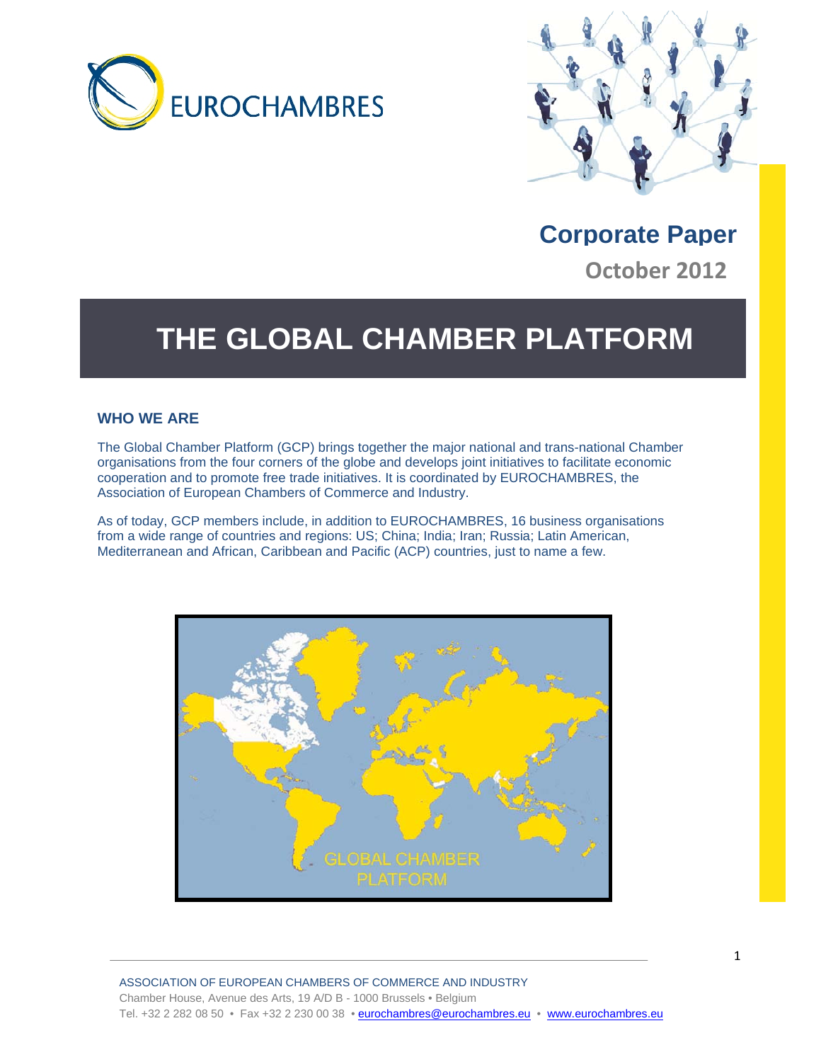EUROCHAMBRES

# Corporate Paper

**October 2012**

# THE GLOBAL CHAMBER PLATFORM

## WHO WE ARE

The Global Chamber Platform (GCP) brings together the major national and trans-national Chamber organisations from the four corners of the globe and develops joint initiatives to facilitate economic cooperation and to promote free trade initiatives. It is coordinated by EUROCHAMBRES, the Association of European Chambers of Commerce and Industry.

As of today, GCP members include, in addition to EUROCHAMBRES, 16 business organisations from a wide range of countries and regions: US; China; India; Iran; Russia; Latin American, Mediterranean and African, Caribbean and Pacific (ACP) countries, just to name a few.

GLOBAL CHAMBER PLATFORM

ASSOCIATION OF EUROPEAN CHAMBERS OF COMMERCE AND INDUSTRY
Chamber House, Avenue des Arts, 19 A/D B - 1000 Brussels • Belgium
Tel. +32 2 282 08 50 • Fax +32 2 230 00 38 • eurochambres@eurochambres.eu • www.eurochambres.eu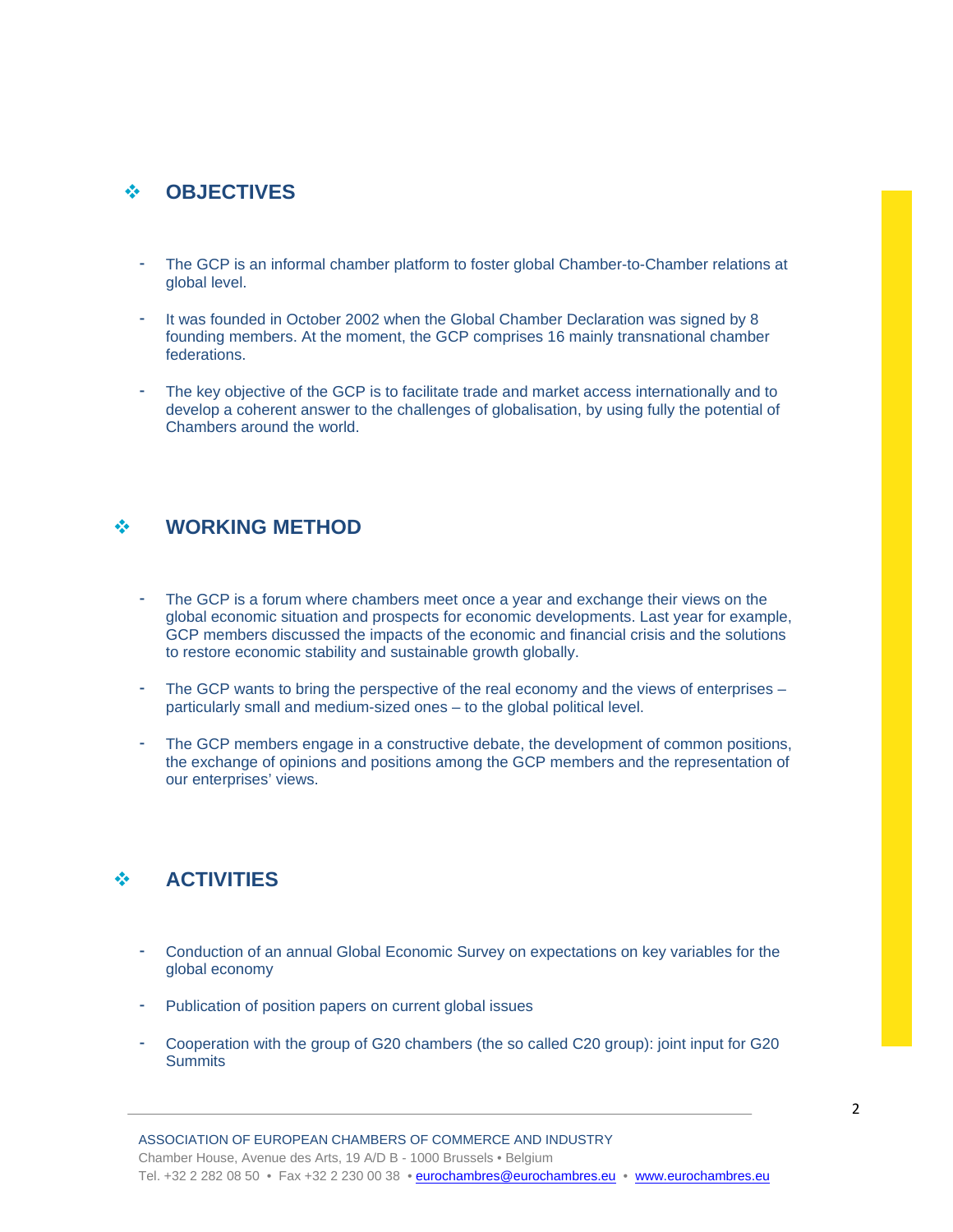## OBJECTIVES

- The GCP is an informal chamber platform to foster global Chamber-to-Chamber relations at global level.
- It was founded in October 2002 when the Global Chamber Declaration was signed by 8 founding members. At the moment, the GCP comprises 16 mainly transnational chamber federations.
- The key objective of the GCP is to facilitate trade and market access internationally and to develop a coherent answer to the challenges of globalisation, by using fully the potential of Chambers around the world.

## WORKING METHOD

- The GCP is a forum where chambers meet once a year and exchange their views on the global economic situation and prospects for economic developments. Last year for example, GCP members discussed the impacts of the economic and financial crisis and the solutions to restore economic stability and sustainable growth globally.
- The GCP wants to bring the perspective of the real economy and the views of enterprises – particularly small and medium-sized ones – to the global political level.
- The GCP members engage in a constructive debate, the development of common positions, the exchange of opinions and positions among the GCP members and the representation of our enterprises' views.

## ACTIVITIES

- Conduction of an annual Global Economic Survey on expectations on key variables for the global economy
- Publication of position papers on current global issues
- Cooperation with the group of G20 chambers (the so called C20 group): joint input for G20 Summits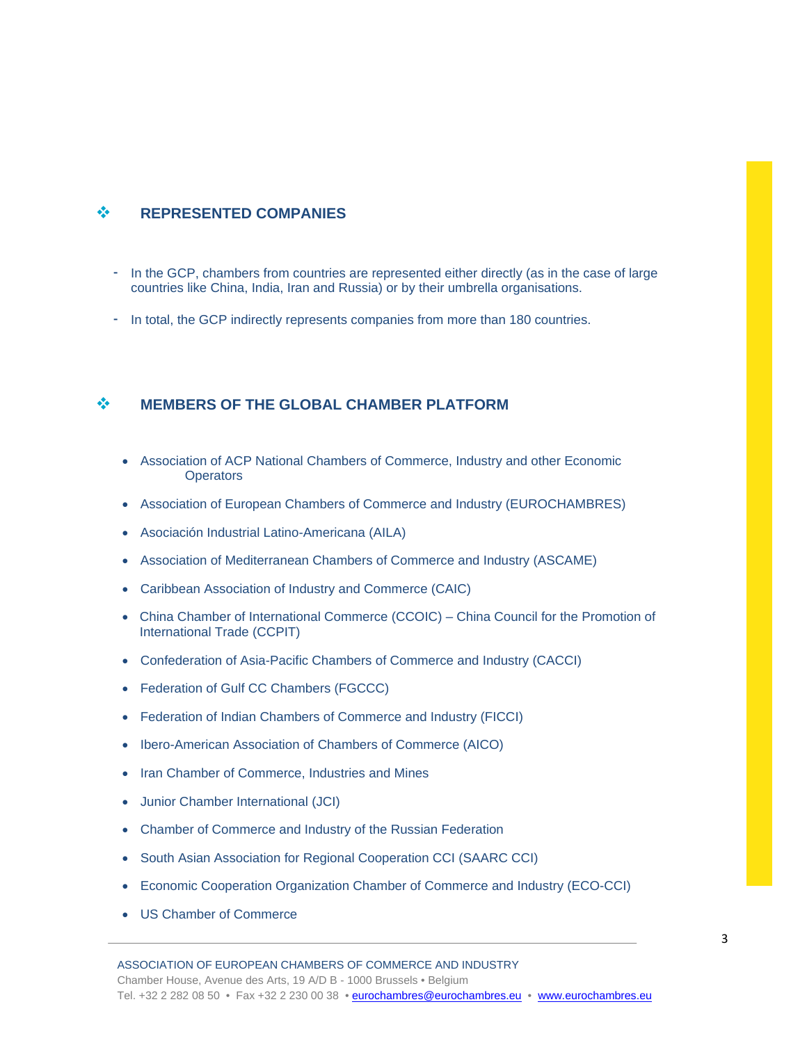## REPRESENTED COMPANIES

- In the GCP, chambers from countries are represented either directly (as in the case of large countries like China, India, Iran and Russia) or by their umbrella organisations.
- In total, the GCP indirectly represents companies from more than 180 countries.

## MEMBERS OF THE GLOBAL CHAMBER PLATFORM

- Association of ACP National Chambers of Commerce, Industry and other Economic Operators
- Association of European Chambers of Commerce and Industry (EUROCHAMBRES)
- Asociación Industrial Latino-Americana (AILA)
- Association of Mediterranean Chambers of Commerce and Industry (ASCAME)
- Caribbean Association of Industry and Commerce (CAIC)
- China Chamber of International Commerce (CCOIC) – China Council for the Promotion of International Trade (CCPIT)
- Confederation of Asia-Pacific Chambers of Commerce and Industry (CACCI)
- Federation of Gulf CC Chambers (FGCCC)
- Federation of Indian Chambers of Commerce and Industry (FICCI)
- Ibero-American Association of Chambers of Commerce (AICO)
- Iran Chamber of Commerce, Industries and Mines
- Junior Chamber International (JCI)
- Chamber of Commerce and Industry of the Russian Federation
- South Asian Association for Regional Cooperation CCI (SAARC CCI)
- Economic Cooperation Organization Chamber of Commerce and Industry (ECO-CCI)
- US Chamber of Commerce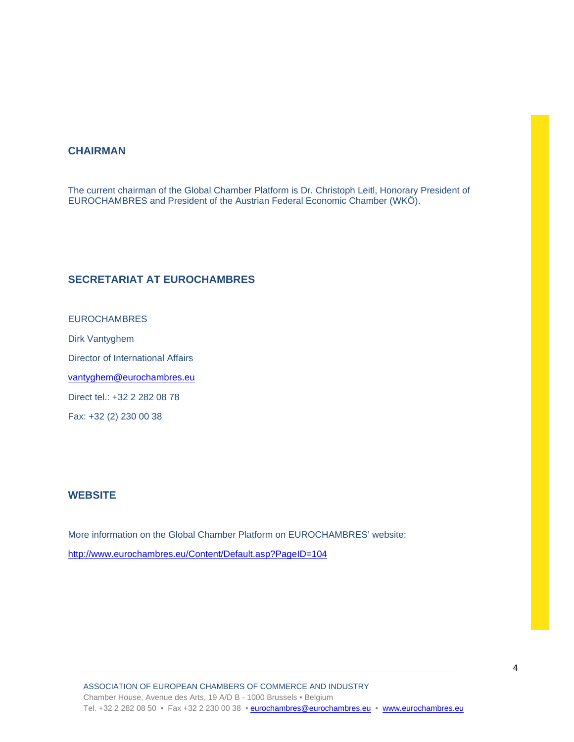## CHAIRMAN

The current chairman of the Global Chamber Platform is Dr. Christoph Leitl, Honorary President of EUROCHAMBRES and President of the Austrian Federal Economic Chamber (WKÖ).

## SECRETARIAT AT EUROCHAMBRES

EUROCHAMBRES

Dirk Vantyghem

Director of International Affairs

vantyghem@eurochambres.eu

Direct tel.: +32 2 282 08 78

Fax: +32 (2) 230 00 38

## WEBSITE

More information on the Global Chamber Platform on EUROCHAMBRES' website:

http://www.eurochambres.eu/Content/Default.asp?PageID=104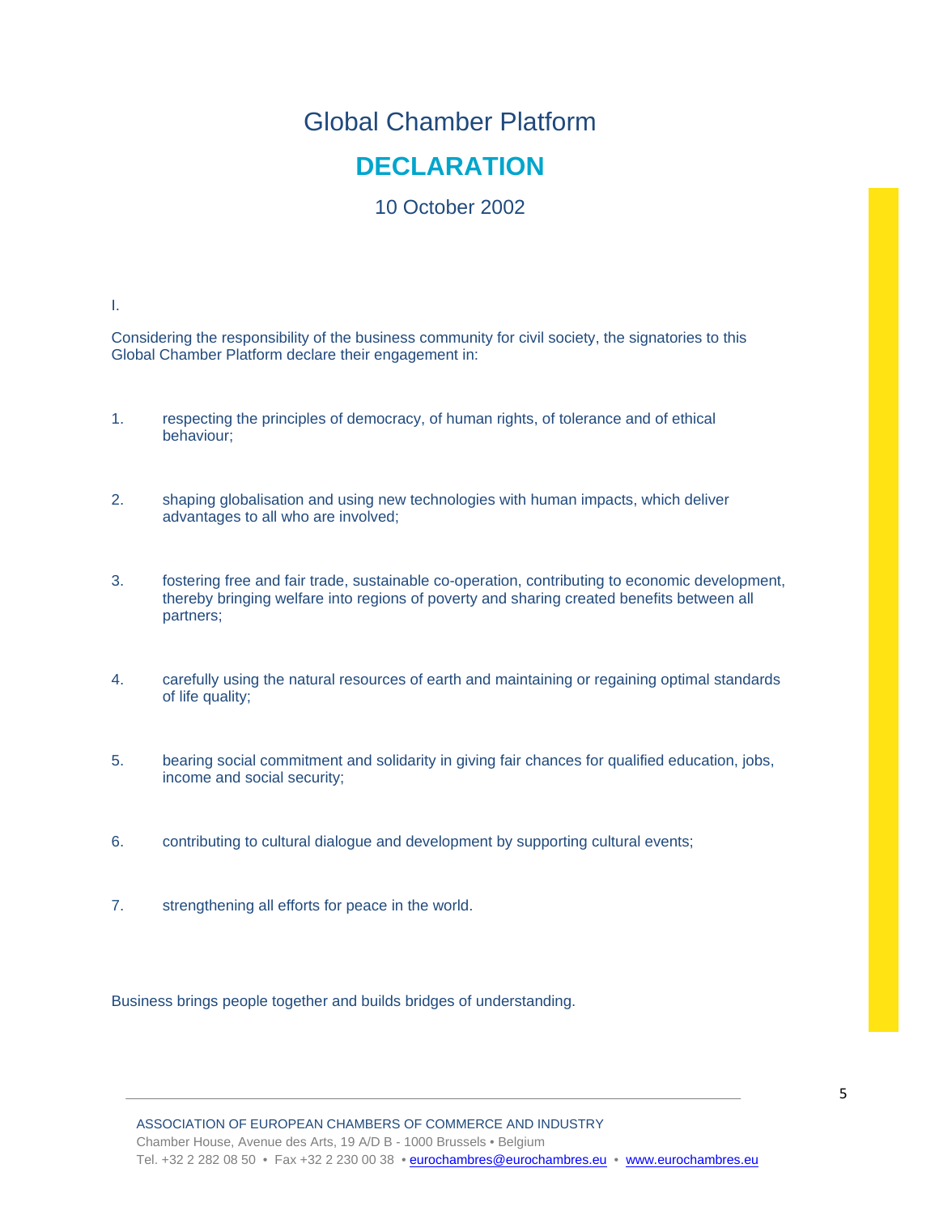# Global Chamber Platform

## DECLARATION

10 October 2002

I.

Considering the responsibility of the business community for civil society, the signatories to this Global Chamber Platform declare their engagement in:

1. respecting the principles of democracy, of human rights, of tolerance and of ethical behaviour;

2. shaping globalisation and using new technologies with human impacts, which deliver advantages to all who are involved;

3. fostering free and fair trade, sustainable co-operation, contributing to economic development, thereby bringing welfare into regions of poverty and sharing created benefits between all partners;

4. carefully using the natural resources of earth and maintaining or regaining optimal standards of life quality;

5. bearing social commitment and solidarity in giving fair chances for qualified education, jobs, income and social security;

6. contributing to cultural dialogue and development by supporting cultural events;

7. strengthening all efforts for peace in the world.

Business brings people together and builds bridges of understanding.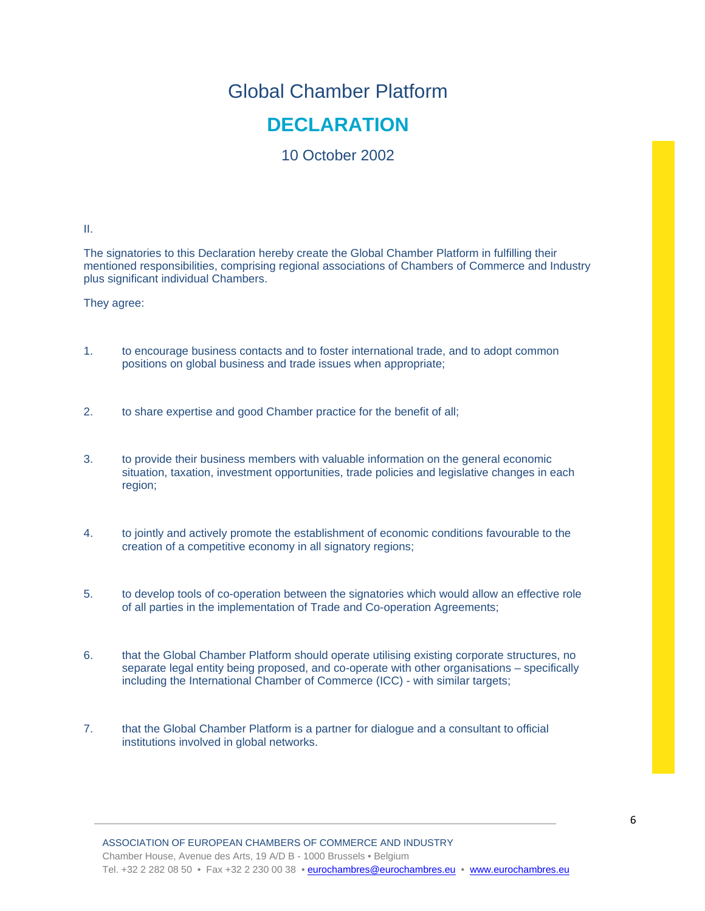# Global Chamber Platform

## DECLARATION

10 October 2002

II.

The signatories to this Declaration hereby create the Global Chamber Platform in fulfilling their mentioned responsibilities, comprising regional associations of Chambers of Commerce and Industry plus significant individual Chambers.

They agree:

1. to encourage business contacts and to foster international trade, and to adopt common positions on global business and trade issues when appropriate;

2. to share expertise and good Chamber practice for the benefit of all;

3. to provide their business members with valuable information on the general economic situation, taxation, investment opportunities, trade policies and legislative changes in each region;

4. to jointly and actively promote the establishment of economic conditions favourable to the creation of a competitive economy in all signatory regions;

5. to develop tools of co-operation between the signatories which would allow an effective role of all parties in the implementation of Trade and Co-operation Agreements;

6. that the Global Chamber Platform should operate utilising existing corporate structures, no separate legal entity being proposed, and co-operate with other organisations – specifically including the International Chamber of Commerce (ICC) - with similar targets;

7. that the Global Chamber Platform is a partner for dialogue and a consultant to official institutions involved in global networks.

ASSOCIATION OF EUROPEAN CHAMBERS OF COMMERCE AND INDUSTRY
Chamber House, Avenue des Arts, 19 A/D B - 1000 Brussels • Belgium
Tel. +32 2 282 08 50 • Fax +32 2 230 00 38 • eurochambres@eurochambres.eu • www.eurochambres.eu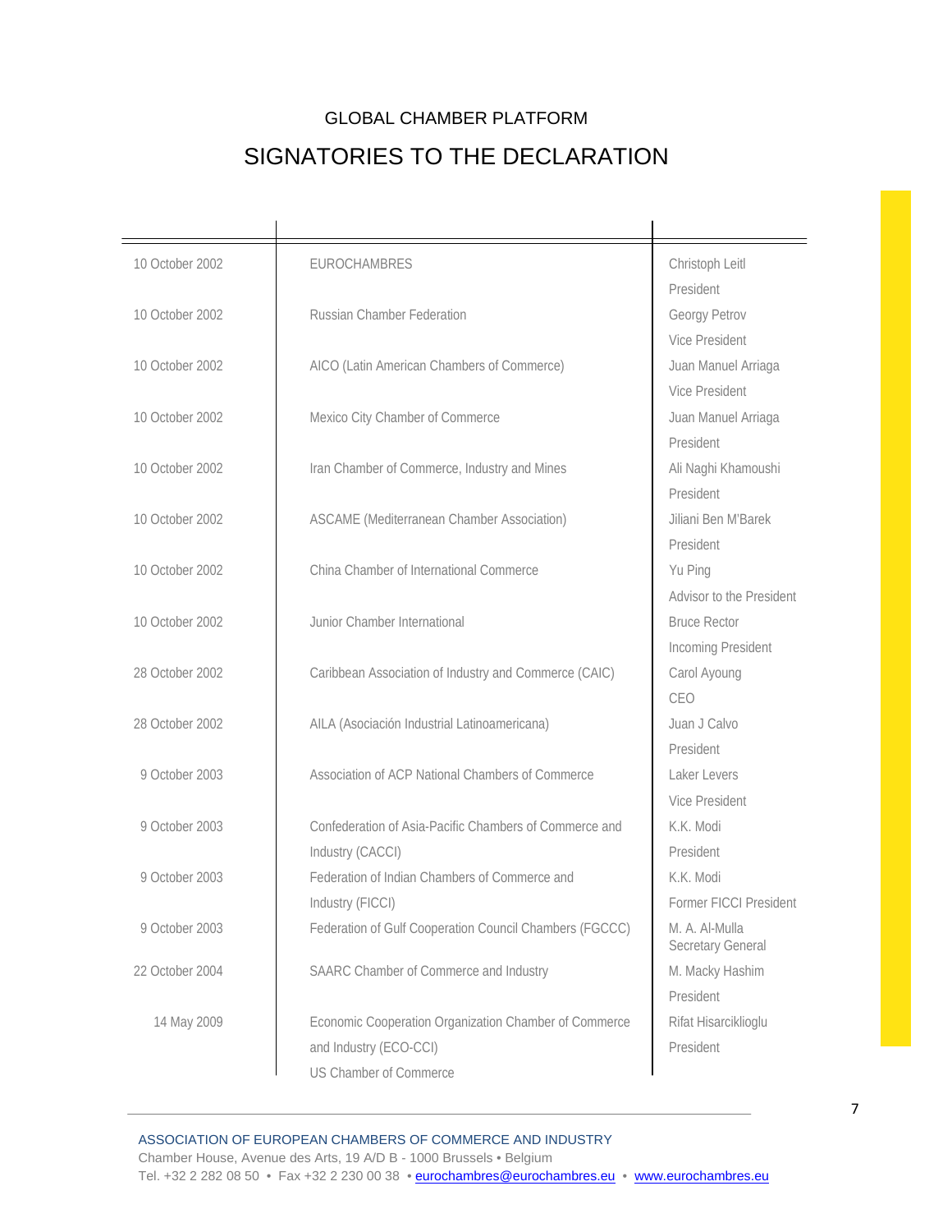GLOBAL CHAMBER PLATFORM

# SIGNATORIES TO THE DECLARATION

| | | |
|---|---|---|
| 10 October 2002 | EUROCHAMBRES | Christoph Leitl<br>President |
| 10 October 2002 | Russian Chamber Federation | Georgy Petrov<br>Vice President |
| 10 October 2002 | AICO (Latin American Chambers of Commerce) | Juan Manuel Arriaga<br>Vice President |
| 10 October 2002 | Mexico City Chamber of Commerce | Juan Manuel Arriaga<br>President |
| 10 October 2002 | Iran Chamber of Commerce, Industry and Mines | Ali Naghi Khamoushi<br>President |
| 10 October 2002 | ASCAME (Mediterranean Chamber Association) | Jiliani Ben M'Barek<br>President |
| 10 October 2002 | China Chamber of International Commerce | Yu Ping<br>Advisor to the President |
| 10 October 2002 | Junior Chamber International | Bruce Rector<br>Incoming President |
| 28 October 2002 | Caribbean Association of Industry and Commerce (CAIC) | Carol Ayoung<br>CEO |
| 28 October 2002 | AILA (Asociación Industrial Latinoamericana) | Juan J Calvo<br>President |
| 9 October 2003 | Association of ACP National Chambers of Commerce | Laker Levers<br>Vice President |
| 9 October 2003 | Confederation of Asia-Pacific Chambers of Commerce and Industry (CACCI) | K.K. Modi<br>President |
| 9 October 2003 | Federation of Indian Chambers of Commerce and Industry (FICCI) | K.K. Modi<br>Former FICCI President |
| 9 October 2003 | Federation of Gulf Cooperation Council Chambers (FGCCC) | M. A. Al-Mulla<br>Secretary General |
| 22 October 2004 | SAARC Chamber of Commerce and Industry | M. Macky Hashim<br>President |
| 14 May 2009 | Economic Cooperation Organization Chamber of Commerce and Industry (ECO-CCI) | Rifat Hisarciklioglu<br>President |
| | US Chamber of Commerce | |

ASSOCIATION OF EUROPEAN CHAMBERS OF COMMERCE AND INDUSTRY
Chamber House, Avenue des Arts, 19 A/D B - 1000 Brussels • Belgium
Tel. +32 2 282 08 50 • Fax +32 2 230 00 38 • eurochambres@eurochambres.eu • www.eurochambres.eu